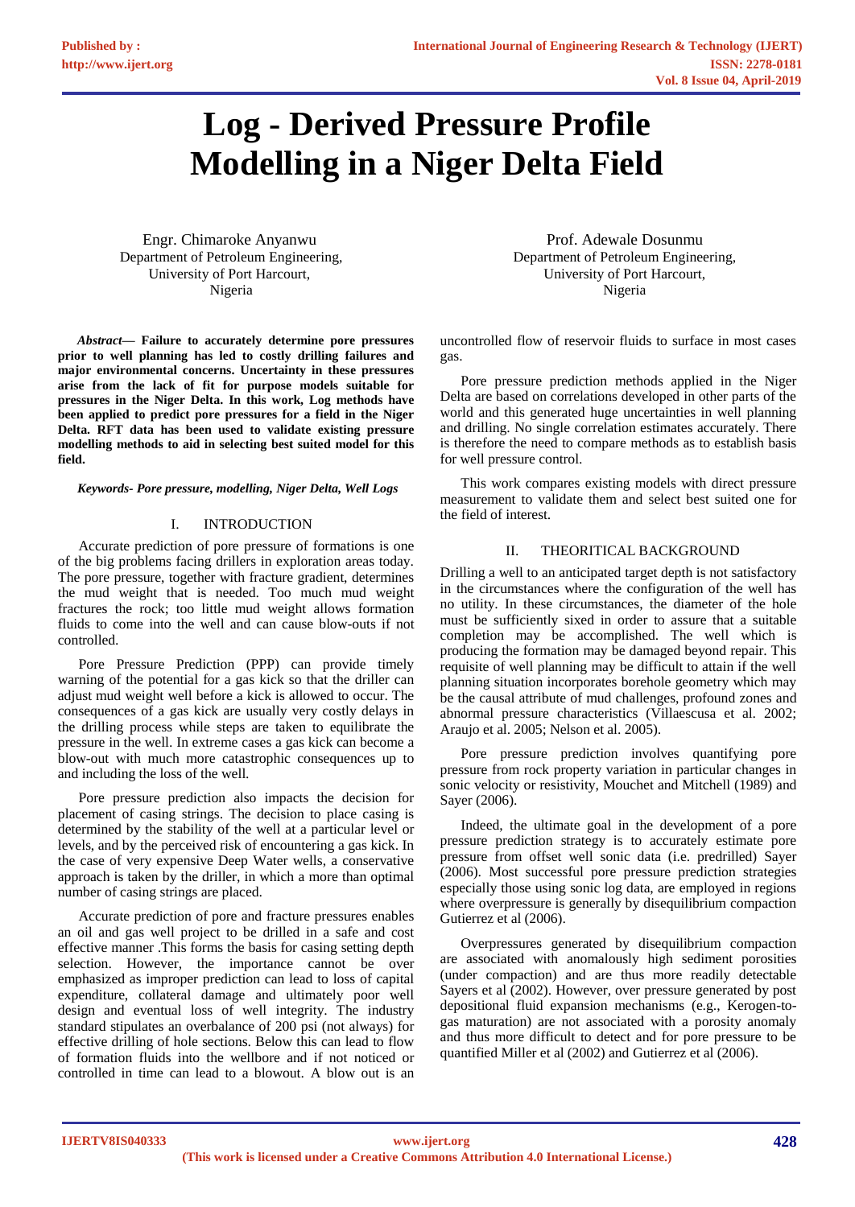# Log - Derived Pressure Profile Modelling in a Niger Delta Field

Engr. Chimaroke Anyanwu
Department of Petroleum Engineering,
University of Port Harcourt,
Nigeria

Prof. Adewale Dosunmu
Department of Petroleum Engineering,
University of Port Harcourt,
Nigeria

***Abstract*— Failure to accurately determine pore pressures prior to well planning has led to costly drilling failures and major environmental concerns. Uncertainty in these pressures arise from the lack of fit for purpose models suitable for pressures in the Niger Delta. In this work, Log methods have been applied to predict pore pressures for a field in the Niger Delta. RFT data has been used to validate existing pressure modelling methods to aid in selecting best suited model for this field.**

***Keywords- Pore pressure, modelling, Niger Delta, Well Logs***

## I. INTRODUCTION

Accurate prediction of pore pressure of formations is one of the big problems facing drillers in exploration areas today. The pore pressure, together with fracture gradient, determines the mud weight that is needed. Too much mud weight fractures the rock; too little mud weight allows formation fluids to come into the well and can cause blow-outs if not controlled.

Pore Pressure Prediction (PPP) can provide timely warning of the potential for a gas kick so that the driller can adjust mud weight well before a kick is allowed to occur. The consequences of a gas kick are usually very costly delays in the drilling process while steps are taken to equilibrate the pressure in the well. In extreme cases a gas kick can become a blow-out with much more catastrophic consequences up to and including the loss of the well.

Pore pressure prediction also impacts the decision for placement of casing strings. The decision to place casing is determined by the stability of the well at a particular level or levels, and by the perceived risk of encountering a gas kick. In the case of very expensive Deep Water wells, a conservative approach is taken by the driller, in which a more than optimal number of casing strings are placed.

Accurate prediction of pore and fracture pressures enables an oil and gas well project to be drilled in a safe and cost effective manner .This forms the basis for casing setting depth selection. However, the importance cannot be over emphasized as improper prediction can lead to loss of capital expenditure, collateral damage and ultimately poor well design and eventual loss of well integrity. The industry standard stipulates an overbalance of 200 psi (not always) for effective drilling of hole sections. Below this can lead to flow of formation fluids into the wellbore and if not noticed or controlled in time can lead to a blowout. A blow out is an uncontrolled flow of reservoir fluids to surface in most cases gas.

Pore pressure prediction methods applied in the Niger Delta are based on correlations developed in other parts of the world and this generated huge uncertainties in well planning and drilling. No single correlation estimates accurately. There is therefore the need to compare methods as to establish basis for well pressure control.

This work compares existing models with direct pressure measurement to validate them and select best suited one for the field of interest.

## II. THEORITICAL BACKGROUND

Drilling a well to an anticipated target depth is not satisfactory in the circumstances where the configuration of the well has no utility. In these circumstances, the diameter of the hole must be sufficiently sixed in order to assure that a suitable completion may be accomplished. The well which is producing the formation may be damaged beyond repair. This requisite of well planning may be difficult to attain if the well planning situation incorporates borehole geometry which may be the causal attribute of mud challenges, profound zones and abnormal pressure characteristics (Villaescusa et al. 2002; Araujo et al. 2005; Nelson et al. 2005).

Pore pressure prediction involves quantifying pore pressure from rock property variation in particular changes in sonic velocity or resistivity, Mouchet and Mitchell (1989) and Sayer (2006).

Indeed, the ultimate goal in the development of a pore pressure prediction strategy is to accurately estimate pore pressure from offset well sonic data (i.e. predrilled) Sayer (2006). Most successful pore pressure prediction strategies especially those using sonic log data, are employed in regions where overpressure is generally by disequilibrium compaction Gutierrez et al (2006).

Overpressures generated by disequilibrium compaction are associated with anomalously high sediment porosities (under compaction) and are thus more readily detectable Sayers et al (2002). However, over pressure generated by post depositional fluid expansion mechanisms (e.g., Kerogen-to-gas maturation) are not associated with a porosity anomaly and thus more difficult to detect and for pore pressure to be quantified Miller et al (2002) and Gutierrez et al (2006).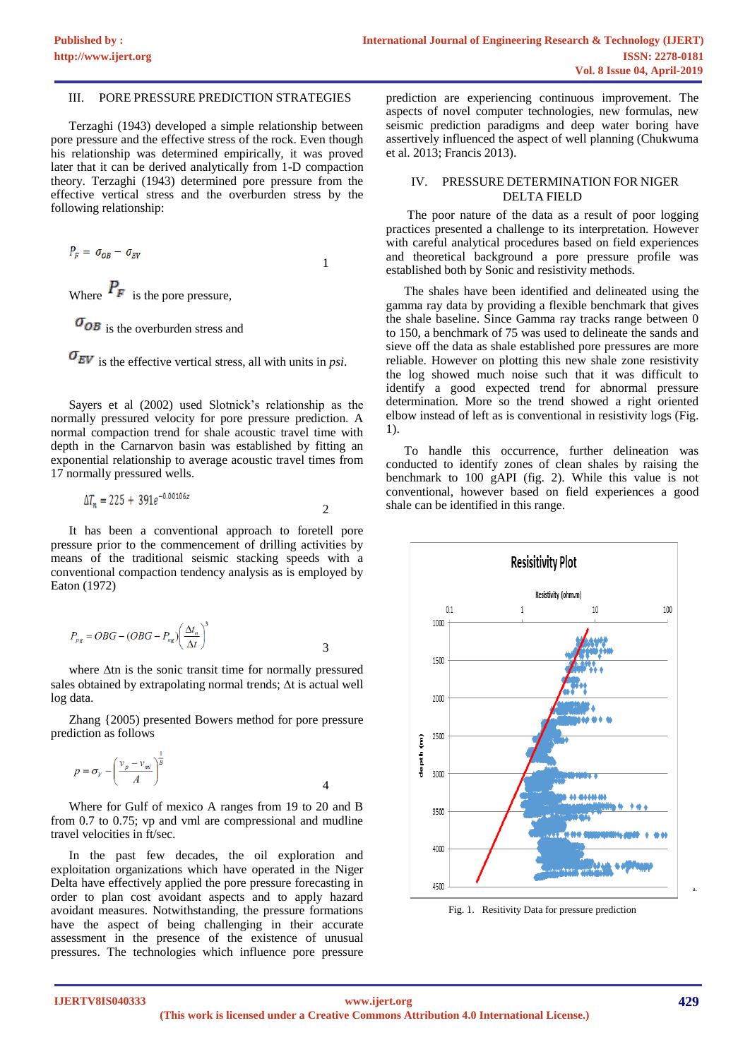## III. PORE PRESSURE PREDICTION STRATEGIES

Terzaghi (1943) developed a simple relationship between pore pressure and the effective stress of the rock. Even though his relationship was determined empirically, it was proved later that it can be derived analytically from 1-D compaction theory. Terzaghi (1943) determined pore pressure from the effective vertical stress and the overburden stress by the following relationship:

$$P_F = \sigma_{OB} - \sigma_{EV} \tag{1}$$

Where $P_F$ is the pore pressure,

$\sigma_{OB}$ is the overburden stress and

$\sigma_{EV}$ is the effective vertical stress, all with units in *psi*.

Sayers et al (2002) used Slotnick's relationship as the normally pressured velocity for pore pressure prediction. A normal compaction trend for shale acoustic travel time with depth in the Carnarvon basin was established by fitting an exponential relationship to average acoustic travel times from 17 normally pressured wells.

$$\Delta T_n = 225 + 391e^{-0.00106z} \tag{2}$$

It has been a conventional approach to foretell pore pressure prior to the commencement of drilling activities by means of the traditional seismic stacking speeds with a conventional compaction tendency analysis as is employed by Eaton (1972)

$$P_{pg} = OBG - (OBG - P_{ng})\left(\frac{\Delta t_n}{\Delta t}\right)^3 \tag{3}$$

where Δtn is the sonic transit time for normally pressured sales obtained by extrapolating normal trends; Δt is actual well log data.

Zhang {2005) presented Bowers method for pore pressure prediction as follows

$$p = \sigma_V - \left(\frac{v_p - v_{ml}}{A}\right)^{\frac{1}{B}} \tag{4}$$

Where for Gulf of mexico A ranges from 19 to 20 and B from 0.7 to 0.75; vp and vml are compressional and mudline travel velocities in ft/sec.

In the past few decades, the oil exploration and exploitation organizations which have operated in the Niger Delta have effectively applied the pore pressure forecasting in order to plan cost avoidant aspects and to apply hazard avoidant measures. Notwithstanding, the pressure formations have the aspect of being challenging in their accurate assessment in the presence of the existence of unusual pressures. The technologies which influence pore pressure prediction are experiencing continuous improvement. The aspects of novel computer technologies, new formulas, new seismic prediction paradigms and deep well boring have assertively influenced the aspect of well planning (Chukwuma et al. 2013; Francis 2013).

## IV. PRESSURE DETERMINATION FOR NIGER DELTA FIELD

The poor nature of the data as a result of poor logging practices presented a challenge to its interpretation. However with careful analytical procedures based on field experiences and theoretical background a pore pressure profile was established both by Sonic and resistivity methods.

The shales have been identified and delineated using the gamma ray data by providing a flexible benchmark that gives the shale baseline. Since Gamma ray tracks range between 0 to 150, a benchmark of 75 was used to delineate the sands and sieve off the data as shale established pore pressures are more reliable. However on plotting this new shale zone resistivity the log showed much noise such that it was difficult to identify a good expected trend for abnormal pressure determination. More so the trend showed a right oriented elbow instead of left as is conventional in resistivity logs (Fig. 1).

To handle this occurrence, further delineation was conducted to identify zones of clean shales by raising the benchmark to 100 gAPI (fig. 2). While this value is not conventional, however based on field experiences a good shale can be identified in this range.

Fig. 1. Resitivity Data for pressure prediction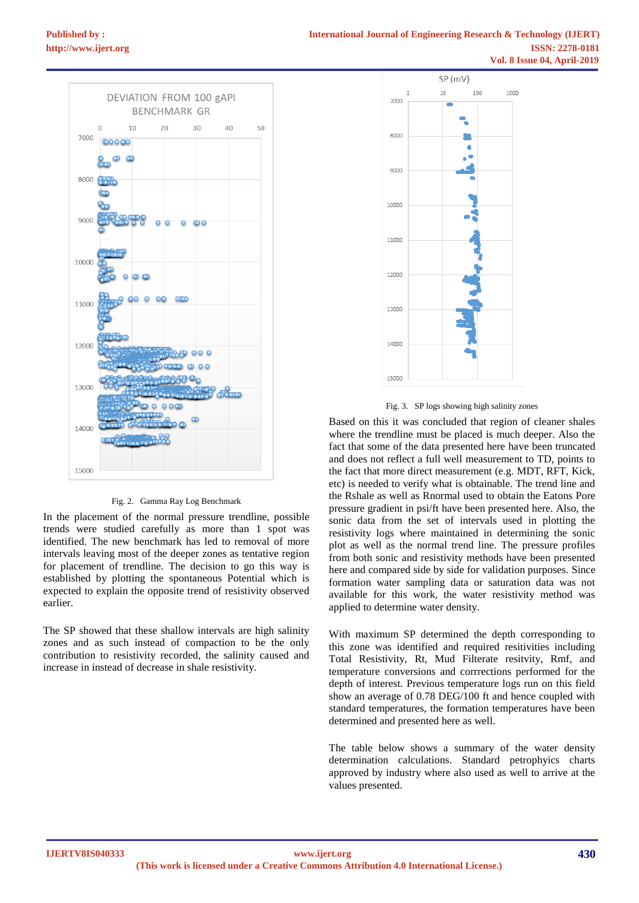Fig. 2. Gamma Ray Log Benchmark

In the placement of the normal pressure trendline, possible trends were studied carefully as more than 1 spot was identified. The new benchmark has led to removal of more intervals leaving most of the deeper zones as tentative region for placement of trendline. The decision to go this way is established by plotting the spontaneous Potential which is expected to explain the opposite trend of resistivity observed earlier.

The SP showed that these shallow intervals are high salinity zones and as such instead of compaction to be the only contribution to resistivity recorded, the salinity caused and increase in instead of decrease in shale resistivity.

Fig. 3. SP logs showing high salinity zones

Based on this it was concluded that region of cleaner shales where the trendline must be placed is much deeper. Also the fact that some of the data presented here have been truncated and does not reflect a full well measurement to TD, points to the fact that more direct measurement (e.g. MDT, RFT, Kick, etc) is needed to verify what is obtainable. The trend line and the Rshale as well as Rnormal used to obtain the Eatons Pore pressure gradient in psi/ft have been presented here. Also, the sonic data from the set of intervals used in plotting the resistivity logs where maintained in determining the sonic plot as well as the normal trend line. The pressure profiles from both sonic and resistivity methods have been presented here and compared side by side for validation purposes. Since formation water sampling data or saturation data was not available for this work, the water resistivity method was applied to determine water density.

With maximum SP determined the depth corresponding to this zone was identified and required resitivities including Total Resistivity, Rt, Mud Filterate resitivity, Rmf, and temperature conversions and corrrections performed for the depth of interest. Previous temperature logs run on this field show an average of 0.78 DEG/100 ft and hence coupled with standard temperatures, the formation temperatures have been determined and presented here as well.

The table below shows a summary of the water density determination calculations. Standard petrophyics charts approved by industry where also used as well to arrive at the values presented.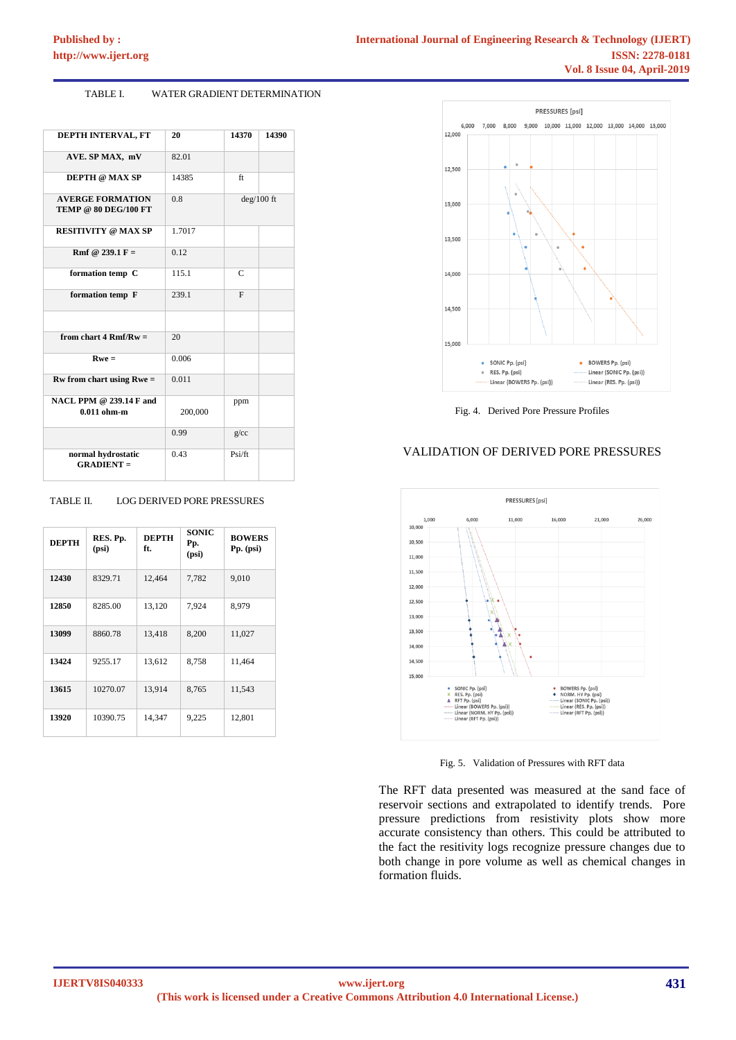TABLE I. WATER GRADIENT DETERMINATION

| DEPTH INTERVAL, FT | 20 | 14370 | 14390 |
|---|---|---|---|
| AVE. SP MAX, mV | 82.01 | | |
| DEPTH @ MAX SP | 14385 | ft | |
| AVERGE FORMATION TEMP @ 80 DEG/100 FT | 0.8 | deg/100 ft | |
| RESITIVITY @ MAX SP | 1.7017 | | |
| Rmf @ 239.1 F = | 0.12 | | |
| formation temp C | 115.1 | C | |
| formation temp F | 239.1 | F | |
| | | | |
| from chart 4 Rmf/Rw = | 20 | | |
| Rwe = | 0.006 | | |
| Rw from chart using Rwe = | 0.011 | | |
| NACL PPM @ 239.14 F and 0.011 ohm-m | 200,000 | ppm | |
| | 0.99 | g/cc | |
| normal hydrostatic GRADIENT = | 0.43 | Psi/ft | |

TABLE II. LOG DERIVED PORE PRESSURES

| DEPTH | RES. Pp. (psi) | DEPTH ft. | SONIC Pp. (psi) | BOWERS Pp. (psi) |
|---|---|---|---|---|
| 12430 | 8329.71 | 12,464 | 7,782 | 9,010 |
| 12850 | 8285.00 | 13,120 | 7,924 | 8,979 |
| 13099 | 8860.78 | 13,418 | 8,200 | 11,027 |
| 13424 | 9255.17 | 13,612 | 8,758 | 11,464 |
| 13615 | 10270.07 | 13,914 | 8,765 | 11,543 |
| 13920 | 10390.75 | 14,347 | 9,225 | 12,801 |

Fig. 4. Derived Pore Pressure Profiles

## VALIDATION OF DERIVED PORE PRESSURES

Fig. 5. Validation of Pressures with RFT data

The RFT data presented was measured at the sand face of reservoir sections and extrapolated to identify trends. Pore pressure predictions from resistivity plots show more accurate consistency than others. This could be attributed to the fact the resitivity logs recognize pressure changes due to both change in pore volume as well as chemical changes in formation fluids.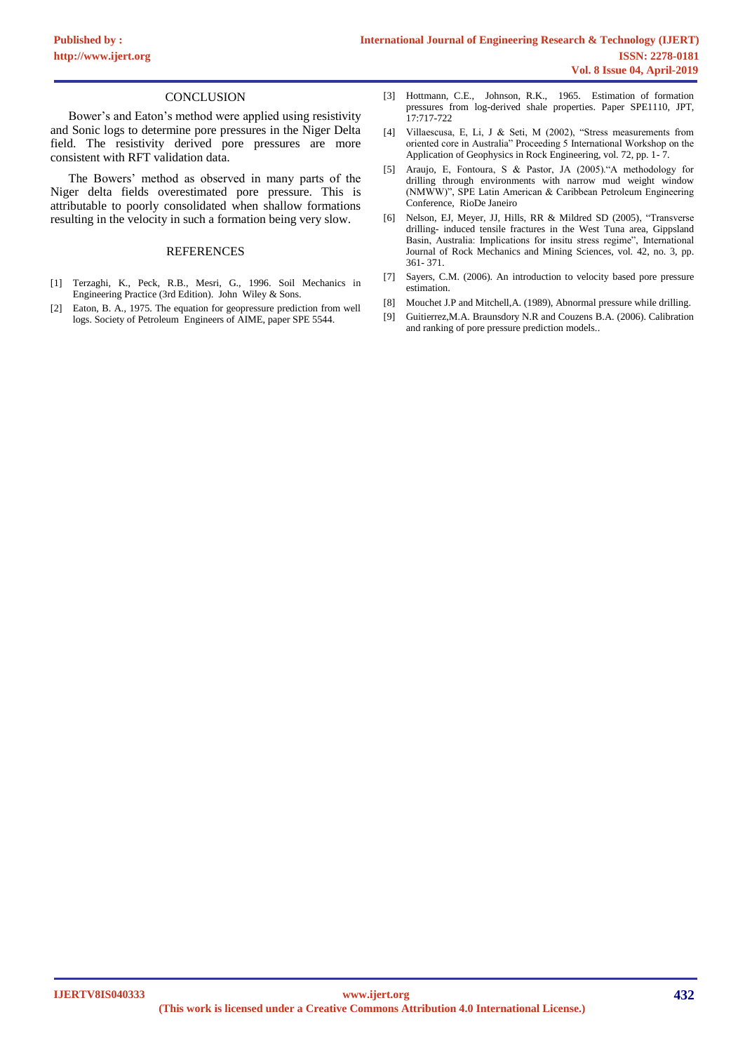## CONCLUSION

Bower's and Eaton's method were applied using resistivity and Sonic logs to determine pore pressures in the Niger Delta field. The resistivity derived pore pressures are more consistent with RFT validation data.

The Bowers' method as observed in many parts of the Niger delta fields overestimated pore pressure. This is attributable to poorly consolidated when shallow formations resulting in the velocity in such a formation being very slow.

## REFERENCES

[1] Terzaghi, K., Peck, R.B., Mesri, G., 1996. Soil Mechanics in Engineering Practice (3rd Edition). John Wiley & Sons.

[2] Eaton, B. A., 1975. The equation for geopressure prediction from well logs. Society of Petroleum Engineers of AIME, paper SPE 5544.

[3] Hottmann, C.E., Johnson, R.K., 1965. Estimation of formation pressures from log-derived shale properties. Paper SPE1110, JPT, 17:717-722

[4] Villaescusa, E, Li, J & Seti, M (2002), "Stress measurements from oriented core in Australia" Proceeding 5 International Workshop on the Application of Geophysics in Rock Engineering, vol. 72, pp. 1- 7.

[5] Araujo, E, Fontoura, S & Pastor, JA (2005)."A methodology for drilling through environments with narrow mud weight window (NMWW)", SPE Latin American & Caribbean Petroleum Engineering Conference, RioDe Janeiro

[6] Nelson, EJ, Meyer, JJ, Hills, RR & Mildred SD (2005), "Transverse drilling- induced tensile fractures in the West Tuna area, Gippsland Basin, Australia: Implications for insitu stress regime", International Journal of Rock Mechanics and Mining Sciences, vol. 42, no. 3, pp. 361- 371.

[7] Sayers, C.M. (2006). An introduction to velocity based pore pressure estimation.

[8] Mouchet J.P and Mitchell,A. (1989), Abnormal pressure while drilling.

[9] Guitierrez,M.A. Braunsdory N.R and Couzens B.A. (2006). Calibration and ranking of pore pressure prediction models..